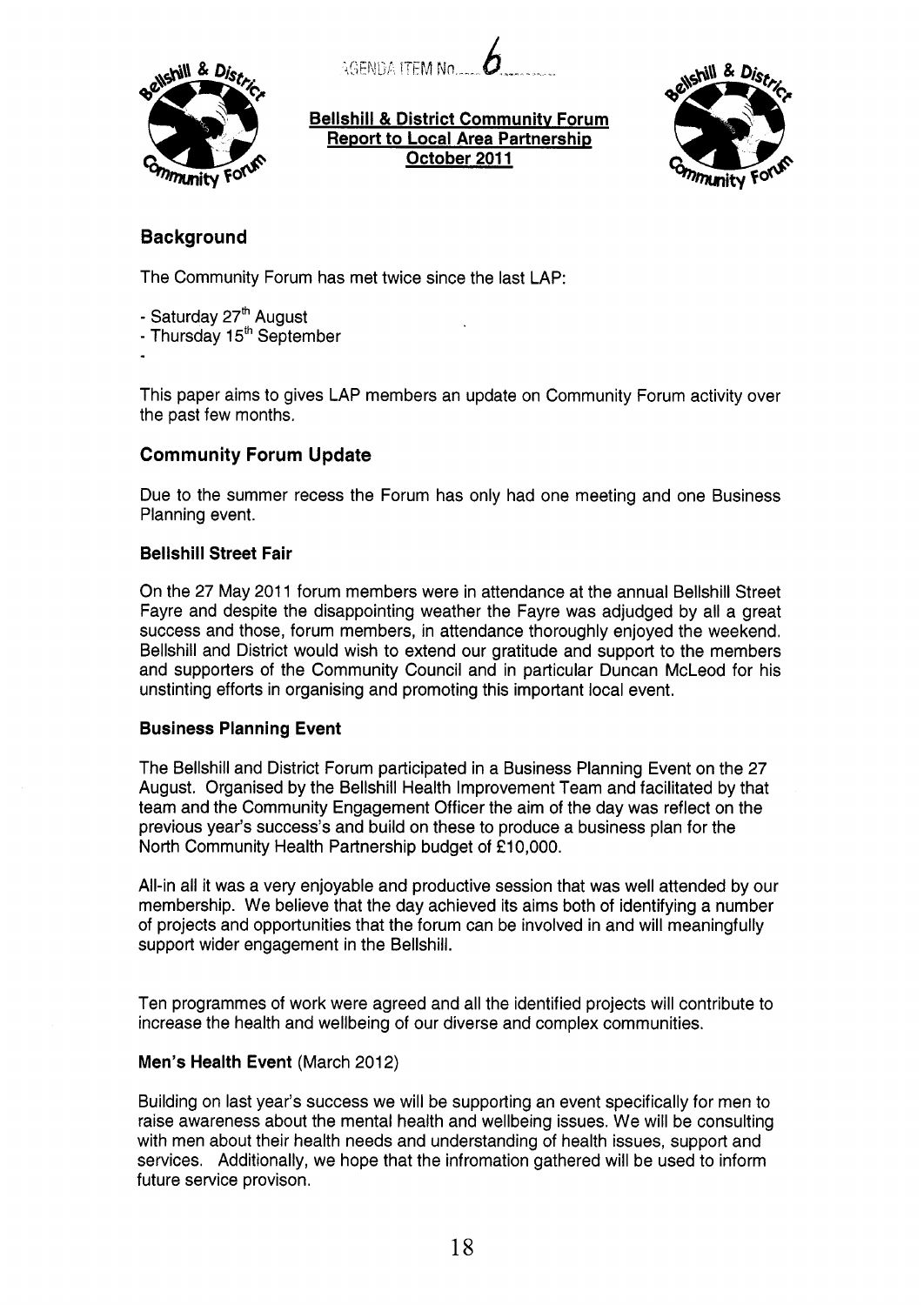AGENDA ITEM No. 6

**Bellshill & District Community Forum**
**Report to Local Area Partnership**
**October 2011**

## Background

The Community Forum has met twice since the last LAP:

- Saturday 27th August
- Thursday 15th September
-

This paper aims to gives LAP members an update on Community Forum activity over the past few months.

## Community Forum Update

Due to the summer recess the Forum has only had one meeting and one Business Planning event.

### Bellshill Street Fair

On the 27 May 2011 forum members were in attendance at the annual Bellshill Street Fayre and despite the disappointing weather the Fayre was adjudged by all a great success and those, forum members, in attendance thoroughly enjoyed the weekend. Bellshill and District would wish to extend our gratitude and support to the members and supporters of the Community Council and in particular Duncan McLeod for his unstinting efforts in organising and promoting this important local event.

### Business Planning Event

The Bellshill and District Forum participated in a Business Planning Event on the 27 August. Organised by the Bellshill Health Improvement Team and facilitated by that team and the Community Engagement Officer the aim of the day was reflect on the previous year's success's and build on these to produce a business plan for the North Community Health Partnership budget of £10,000.

All-in all it was a very enjoyable and productive session that was well attended by our membership. We believe that the day achieved its aims both of identifying a number of projects and opportunities that the forum can be involved in and will meaningfully support wider engagement in the Bellshill.

Ten programmes of work were agreed and all the identified projects will contribute to increase the health and wellbeing of our diverse and complex communities.

**Men's Health Event** (March 2012)

Building on last year's success we will be supporting an event specifically for men to raise awareness about the mental health and wellbeing issues. We will be consulting with men about their health needs and understanding of health issues, support and services. Additionally, we hope that the infromation gathered will be used to inform future service provison.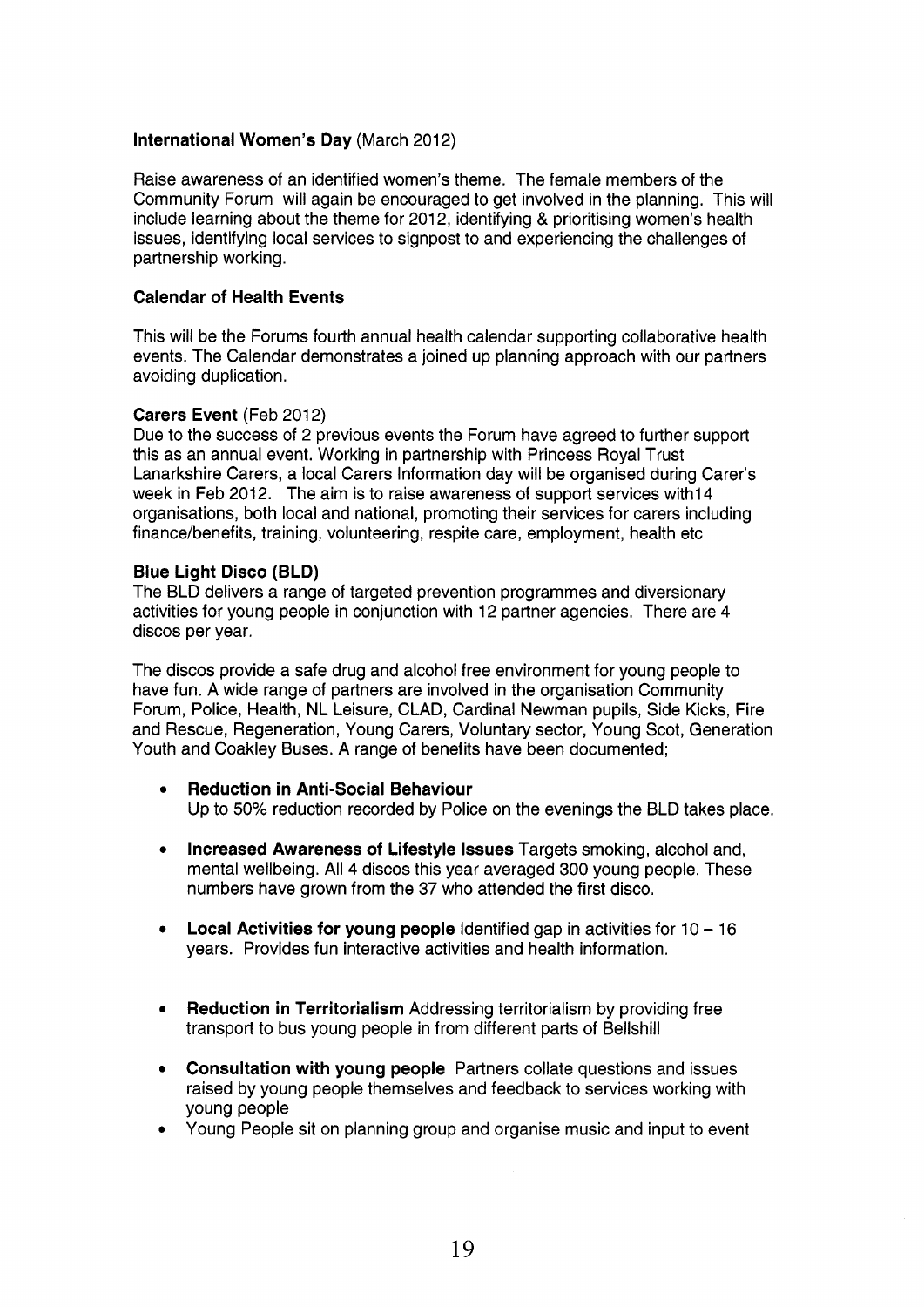**International Women's Day** (March 2012)

Raise awareness of an identified women's theme. The female members of the Community Forum will again be encouraged to get involved in the planning. This will include learning about the theme for 2012, identifying & prioritising women's health issues, identifying local services to signpost to and experiencing the challenges of partnership working.

**Calendar of Health Events**

This will be the Forums fourth annual health calendar supporting collaborative health events. The Calendar demonstrates a joined up planning approach with our partners avoiding duplication.

**Carers Event** (Feb 2012)
Due to the success of 2 previous events the Forum have agreed to further support this as an annual event. Working in partnership with Princess Royal Trust Lanarkshire Carers, a local Carers Information day will be organised during Carer's week in Feb 2012. The aim is to raise awareness of support services with14 organisations, both local and national, promoting their services for carers including finance/benefits, training, volunteering, respite care, employment, health etc

**Blue Light Disco (BLD)**
The BLD delivers a range of targeted prevention programmes and diversionary activities for young people in conjunction with 12 partner agencies. There are 4 discos per year.

The discos provide a safe drug and alcohol free environment for young people to have fun. A wide range of partners are involved in the organisation Community Forum, Police, Health, NL Leisure, CLAD, Cardinal Newman pupils, Side Kicks, Fire and Rescue, Regeneration, Young Carers, Voluntary sector, Young Scot, Generation Youth and Coakley Buses. A range of benefits have been documented;

- **Reduction in Anti-Social Behaviour**
  Up to 50% reduction recorded by Police on the evenings the BLD takes place.

- **Increased Awareness of Lifestyle Issues** Targets smoking, alcohol and, mental wellbeing. All 4 discos this year averaged 300 young people. These numbers have grown from the 37 who attended the first disco.

- **Local Activities for young people** Identified gap in activities for 10 – 16 years. Provides fun interactive activities and health information.

- **Reduction in Territorialism** Addressing territorialism by providing free transport to bus young people in from different parts of Bellshill

- **Consultation with young people** Partners collate questions and issues raised by young people themselves and feedback to services working with young people
- Young People sit on planning group and organise music and input to event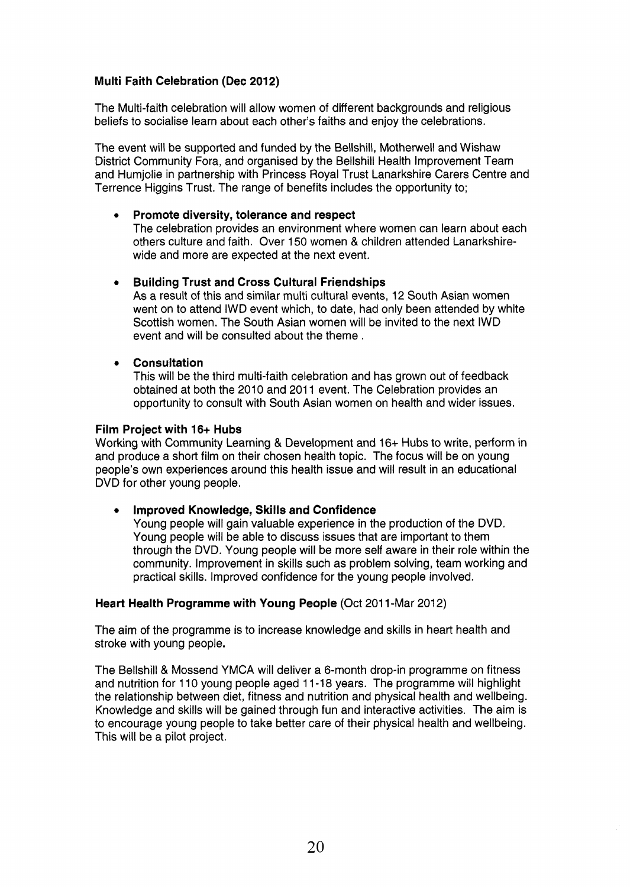**Multi Faith Celebration (Dec 2012)**

The Multi-faith celebration will allow women of different backgrounds and religious beliefs to socialise learn about each other's faiths and enjoy the celebrations.

The event will be supported and funded by the Bellshill, Motherwell and Wishaw District Community Fora, and organised by the Bellshill Health Improvement Team and Humjolie in partnership with Princess Royal Trust Lanarkshire Carers Centre and Terrence Higgins Trust. The range of benefits includes the opportunity to;

- **Promote diversity, tolerance and respect**
  The celebration provides an environment where women can learn about each others culture and faith. Over 150 women & children attended Lanarkshire-wide and more are expected at the next event.

- **Building Trust and Cross Cultural Friendships**
  As a result of this and similar multi cultural events, 12 South Asian women went on to attend IWD event which, to date, had only been attended by white Scottish women. The South Asian women will be invited to the next IWD event and will be consulted about the theme .

- **Consultation**
  This will be the third multi-faith celebration and has grown out of feedback obtained at both the 2010 and 2011 event. The Celebration provides an opportunity to consult with South Asian women on health and wider issues.

**Film Project with 16+ Hubs**
Working with Community Learning & Development and 16+ Hubs to write, perform in and produce a short film on their chosen health topic. The focus will be on young people's own experiences around this health issue and will result in an educational DVD for other young people.

- **Improved Knowledge, Skills and Confidence**
  Young people will gain valuable experience in the production of the DVD. Young people will be able to discuss issues that are important to them through the DVD. Young people will be more self aware in their role within the community. Improvement in skills such as problem solving, team working and practical skills. Improved confidence for the young people involved.

**Heart Health Programme with Young People** (Oct 2011-Mar 2012)

The aim of the programme is to increase knowledge and skills in heart health and stroke with young people.

The Bellshill & Mossend YMCA will deliver a 6-month drop-in programme on fitness and nutrition for 110 young people aged 11-18 years. The programme will highlight the relationship between diet, fitness and nutrition and physical health and wellbeing. Knowledge and skills will be gained through fun and interactive activities. The aim is to encourage young people to take better care of their physical health and wellbeing. This will be a pilot project.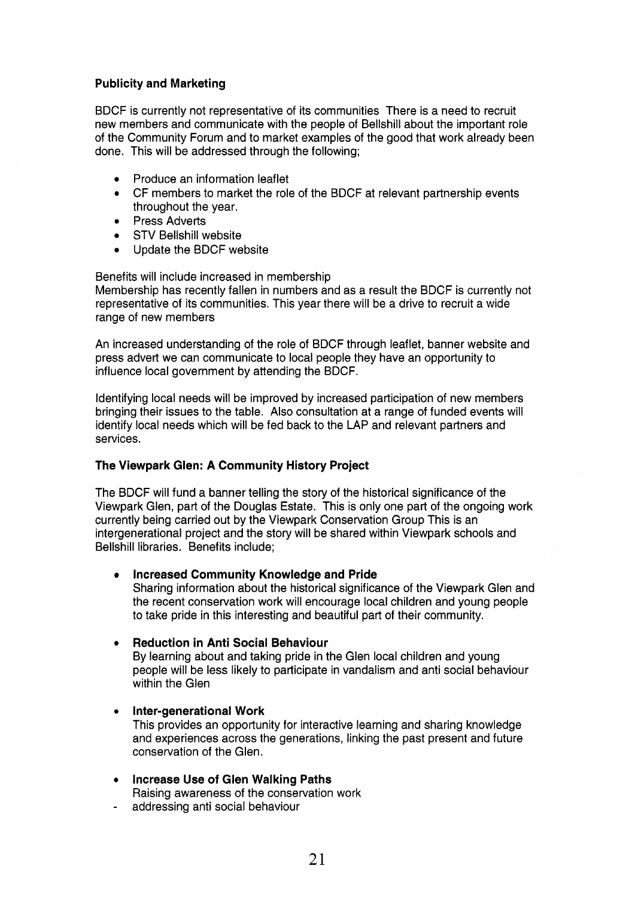**Publicity and Marketing**

BDCF is currently not representative of its communities There is a need to recruit new members and communicate with the people of Bellshill about the important role of the Community Forum and to market examples of the good that work already been done. This will be addressed through the following;

- Produce an information leaflet
- CF members to market the role of the BDCF at relevant partnership events throughout the year.
- Press Adverts
- STV Bellshill website
- Update the BDCF website

Benefits will include increased in membership
Membership has recently fallen in numbers and as a result the BDCF is currently not representative of its communities. This year there will be a drive to recruit a wide range of new members

An increased understanding of the role of BDCF through leaflet, banner website and press advert we can communicate to local people they have an opportunity to influence local government by attending the BDCF.

Identifying local needs will be improved by increased participation of new members bringing their issues to the table. Also consultation at a range of funded events will identify local needs which will be fed back to the LAP and relevant partners and services.

**The Viewpark Glen: A Community History Project**

The BDCF will fund a banner telling the story of the historical significance of the Viewpark Glen, part of the Douglas Estate. This is only one part of the ongoing work currently being carried out by the Viewpark Conservation Group This is an intergenerational project and the story will be shared within Viewpark schools and Bellshill libraries. Benefits include;

- **Increased Community Knowledge and Pride**
  Sharing information about the historical significance of the Viewpark Glen and the recent conservation work will encourage local children and young people to take pride in this interesting and beautiful part of their community.

- **Reduction in Anti Social Behaviour**
  By learning about and taking pride in the Glen local children and young people will be less likely to participate in vandalism and anti social behaviour within the Glen

- **Inter-generational Work**
  This provides an opportunity for interactive learning and sharing knowledge and experiences across the generations, linking the past present and future conservation of the Glen.

- **Increase Use of Glen Walking Paths**
  Raising awareness of the conservation work
- addressing anti social behaviour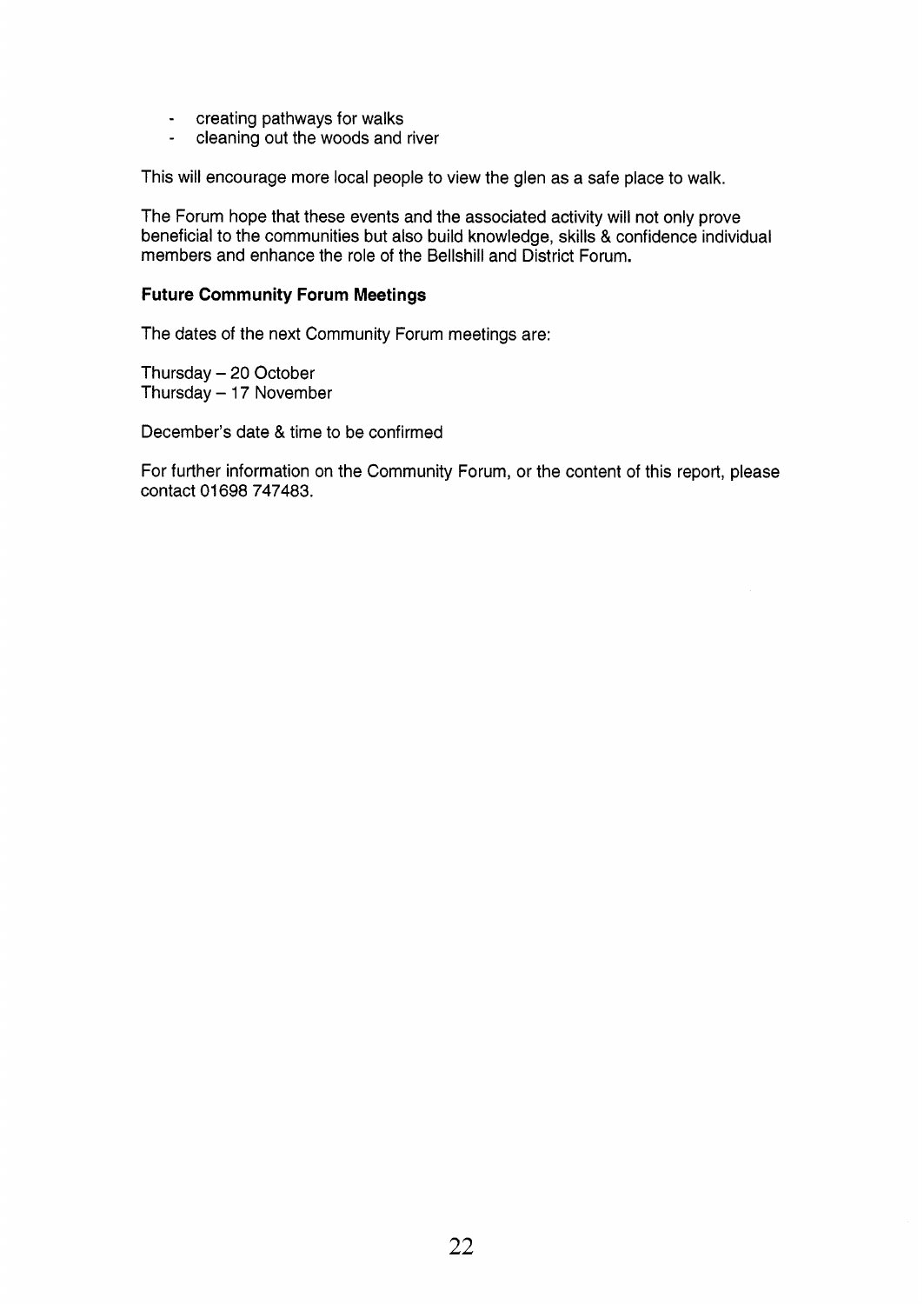- creating pathways for walks
- cleaning out the woods and river

This will encourage more local people to view the glen as a safe place to walk.

The Forum hope that these events and the associated activity will not only prove beneficial to the communities but also build knowledge, skills & confidence individual members and enhance the role of the Bellshill and District Forum.

**Future Community Forum Meetings**

The dates of the next Community Forum meetings are:

Thursday – 20 October
Thursday – 17 November

December's date & time to be confirmed

For further information on the Community Forum, or the content of this report, please contact 01698 747483.